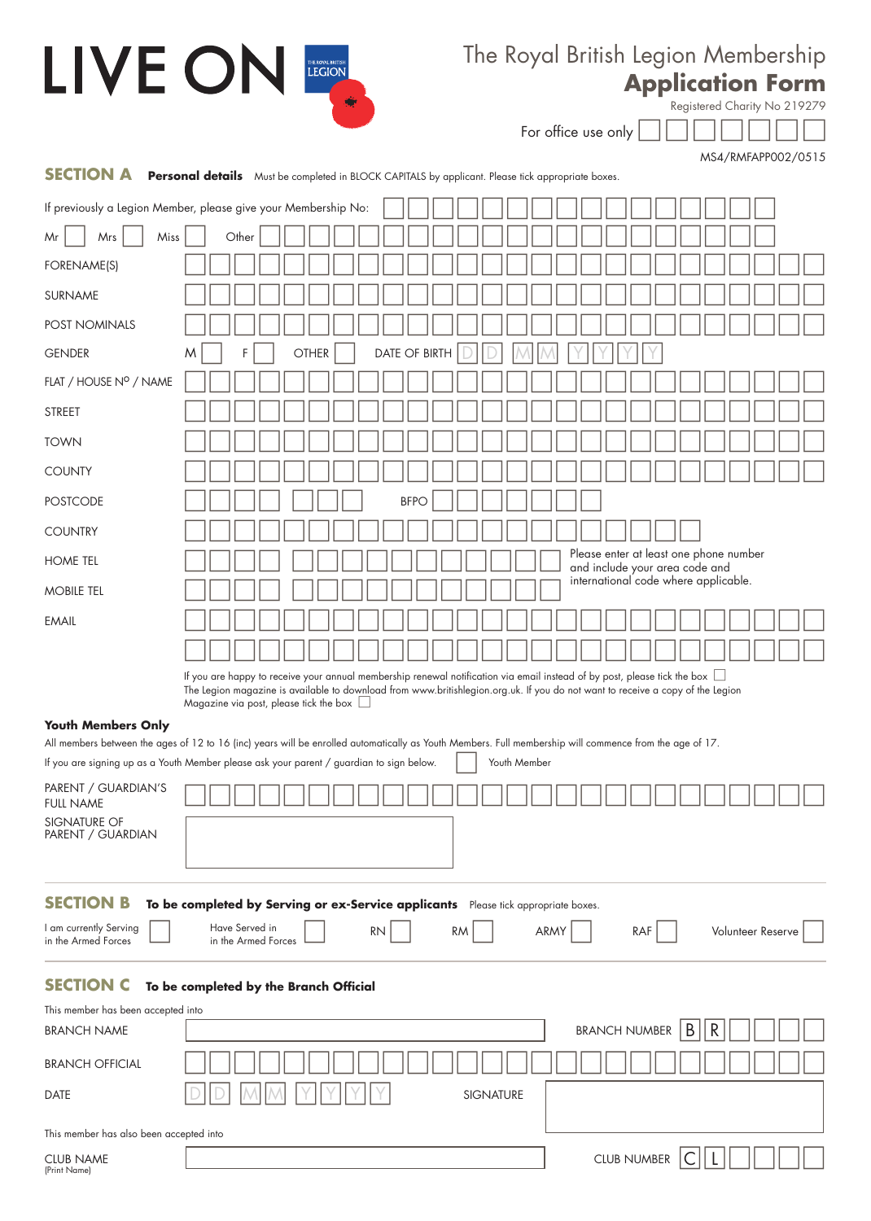LIVE ON

THE ROYAL BRITISH LEGION

# The Royal British Legion Membership **Application Form**

Registered Charity No 219279

For office use only

MS4/RMFAPP002/0515

## SECTION A **Personal details**

Must be completed in BLOCK CAPITALS by applicant. Please tick appropriate boxes.

If previously a Legion Member, please give your Membership No:

Mr ☐ Mrs ☐ Miss ☐ Other

FORENAME(S)

SURNAME

POST NOMINALS

GENDER M ☐ F ☐ OTHER ☐ DATE OF BIRTH D D M M Y Y Y Y

FLAT / HOUSE Nº / NAME

STREET

TOWN

COUNTY

POSTCODE BFPO

COUNTRY

HOME TEL

MOBILE TEL

Please enter at least one phone number and include your area code and international code where applicable.

EMAIL

If you are happy to receive your annual membership renewal notification via email instead of by post, please tick the box ☐

The Legion magazine is available to download from www.britishlegion.org.uk. If you do not want to receive a copy of the Legion Magazine via post, please tick the box ☐

**Youth Members Only**

All members between the ages of 12 to 16 (inc) years will be enrolled automatically as Youth Members. Full membership will commence from the age of 17.

If you are signing up as a Youth Member please ask your parent / guardian to sign below. ☐ Youth Member

PARENT / GUARDIAN'S FULL NAME

SIGNATURE OF PARENT / GUARDIAN

## SECTION B **To be completed by Serving or ex-Service applicants**

Please tick appropriate boxes.

I am currently Serving in the Armed Forces ☐ Have Served in in the Armed Forces ☐ RN ☐ RM ☐ ARMY ☐ RAF ☐ Volunteer Reserve ☐

## SECTION C **To be completed by the Branch Official**

This member has been accepted into

BRANCH NAME BRANCH NUMBER B R

BRANCH OFFICIAL

DATE D D M M Y Y Y Y SIGNATURE

This member has also been accepted into

CLUB NAME (Print Name) CLUB NUMBER C L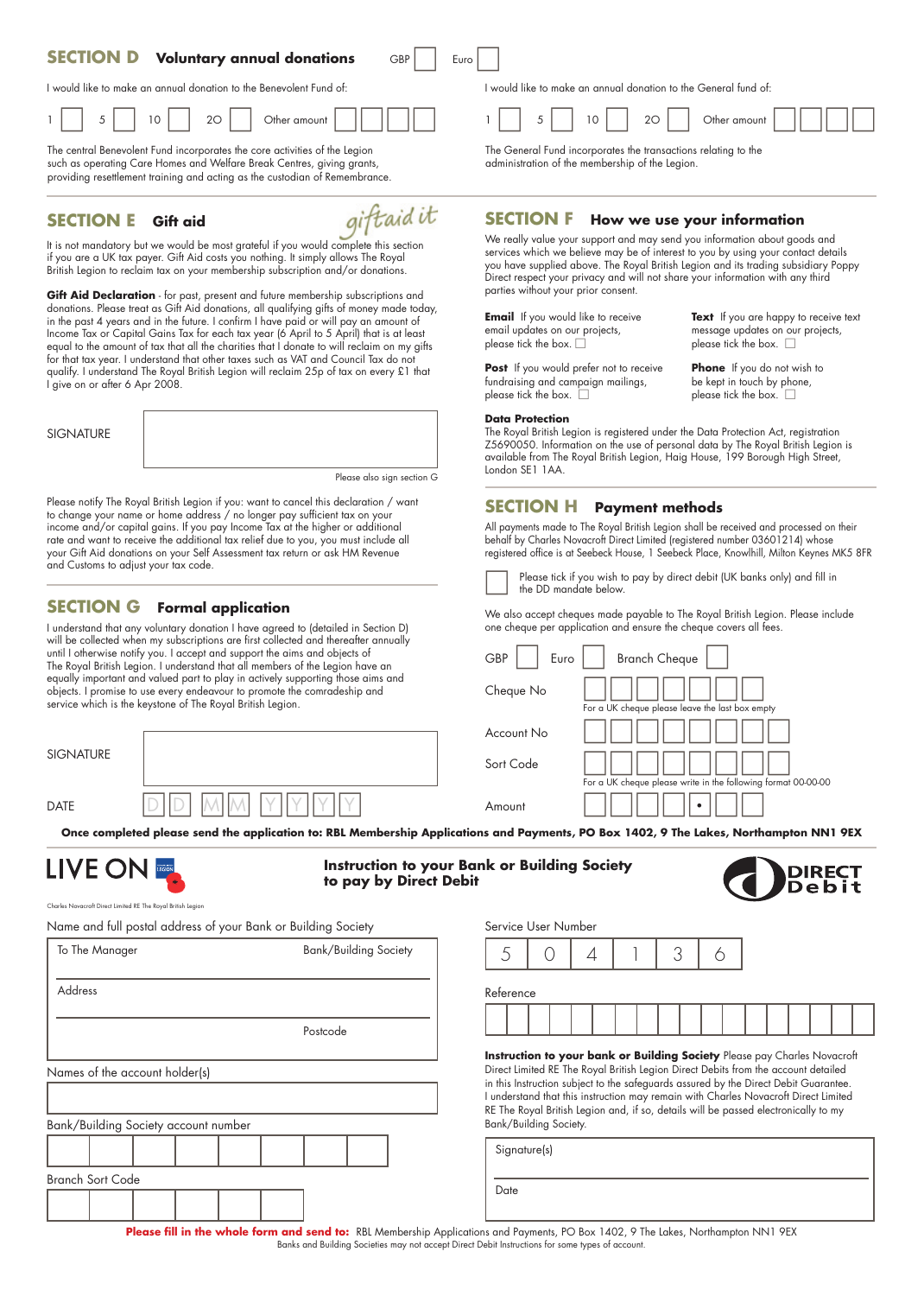## SECTION D Voluntary annual donations

GBP ☐ Euro ☐

I would like to make an annual donation to the Benevolent Fund of:

1 ☐ 5 ☐ 10 ☐ 20 ☐ Other amount ☐☐☐☐

The central Benevolent Fund incorporates the core activities of the Legion such as operating Care Homes and Welfare Break Centres, giving grants, providing resettlement training and acting as the custodian of Remembrance.

I would like to make an annual donation to the General fund of:

1 ☐ 5 ☐ 10 ☐ 20 ☐ Other amount ☐☐☐☐

The General Fund incorporates the transactions relating to the administration of the membership of the Legion.

## SECTION E Gift aid

giftaid it

It is not mandatory but we would be most grateful if you would complete this section if you are a UK tax payer. Gift Aid costs you nothing. It simply allows The Royal British Legion to reclaim tax on your membership subscription and/or donations.

**Gift Aid Declaration** - for past, present and future membership subscriptions and donations. Please treat as Gift Aid donations, all qualifying gifts of money made today, in the past 4 years and in the future. I confirm I have paid or will pay an amount of Income Tax or Capital Gains Tax for each tax year (6 April to 5 April) that is at least equal to the amount of tax that all the charities that I donate to will reclaim on my gifts for that tax year. I understand that other taxes such as VAT and Council Tax do not qualify. I understand The Royal British Legion will reclaim 25p of tax on every £1 that I give on or after 6 Apr 2008.

SIGNATURE

Please also sign section G

Please notify The Royal British Legion if you: want to cancel this declaration / want to change your name or home address / no longer pay sufficient tax on your income and/or capital gains. If you pay Income Tax at the higher or additional rate and want to receive the additional tax relief due to you, you must include all your Gift Aid donations on your Self Assessment tax return or ask HM Revenue and Customs to adjust your tax code.

## SECTION G Formal application

I understand that any voluntary donation I have agreed to (detailed in Section D) will be collected when my subscriptions are first collected and thereafter annually until I otherwise notify you. I accept and support the aims and objects of The Royal British Legion. I understand that all members of the Legion have an equally important and valued part to play in actively supporting those aims and objects. I promise to use every endeavour to promote the comradeship and service which is the keystone of The Royal British Legion.

SIGNATURE

DATE D D M M Y Y Y Y

## SECTION F How we use your information

We really value your support and may send you information about goods and services which we believe may be of interest to you by using your contact details you have supplied above. The Royal British Legion and its trading subsidiary Poppy Direct respect your privacy and will not share your information with any third parties without your prior consent.

**Email** If you would like to receive email updates on our projects, please tick the box. ☐

**Text** If you are happy to receive text message updates on our projects, please tick the box. ☐

**Post** If you would prefer not to receive fundraising and campaign mailings, please tick the box. ☐

**Phone** If you do not wish to be kept in touch by phone, please tick the box. ☐

**Data Protection**

The Royal British Legion is registered under the Data Protection Act, registration Z5690050. Information on the use of personal data by The Royal British Legion is available from The Royal British Legion, Haig House, 199 Borough High Street, London SE1 1AA.

## SECTION H Payment methods

All payments made to The Royal British Legion shall be received and processed on their behalf by Charles Novacroft Direct Limited (registered number 03601214) whose registered office is at Seebeck House, 1 Seebeck Place, Knowlhill, Milton Keynes MK5 8FR

☐ Please tick if you wish to pay by direct debit (UK banks only) and fill in the DD mandate below.

We also accept cheques made payable to The Royal British Legion. Please include one cheque per application and ensure the cheque covers all fees.

GBP ☐ Euro ☐ Branch Cheque ☐

Cheque No ☐☐☐☐☐☐☐

For a UK cheque please leave the last box empty

Account No ☐☐☐☐☐☐☐☐

Sort Code ☐☐☐☐☐☐☐☐

For a UK cheque please write in the following format 00-00-00

Amount ☐☐☐☐ • ☐☐

**Once completed please send the application to: RBL Membership Applications and Payments, PO Box 1402, 9 The Lakes, Northampton NN1 9EX**

---

LIVE ON

Charles Novacroft Direct Limited RE The Royal British Legion

## Instruction to your Bank or Building Society to pay by Direct Debit

DIRECT Debit

Name and full postal address of your Bank or Building Society

To The Manager — Bank/Building Society

Address

Postcode

Names of the account holder(s)

Bank/Building Society account number

Branch Sort Code

Service User Number

| 5 | 0 | 4 | 1 | 3 | 6 |
|---|---|---|---|---|---|

Reference

**Instruction to your bank or Building Society** Please pay Charles Novacroft Direct Limited RE The Royal British Legion Direct Debits from the account detailed in this Instruction subject to the safeguards assured by the Direct Debit Guarantee. I understand that this instruction may remain with Charles Novacroft Direct Limited RE The Royal British Legion and, if so, details will be passed electronically to my Bank/Building Society.

Signature(s)

Date

**Please fill in the whole form and send to:** RBL Membership Applications and Payments, PO Box 1402, 9 The Lakes, Northampton NN1 9EX

Banks and Building Societies may not accept Direct Debit Instructions for some types of account.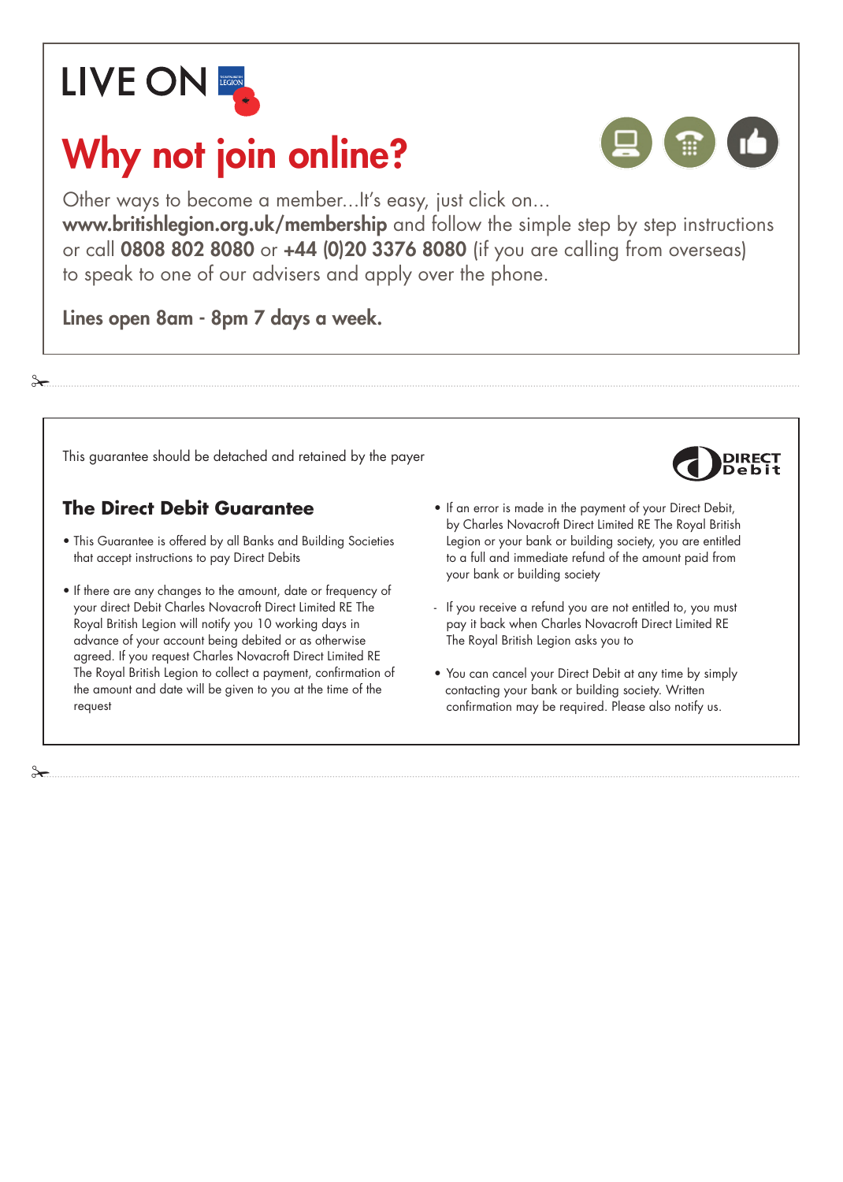LIVE ON

# Why not join online?

Other ways to become a member...It's easy, just click on...
**www.britishlegion.org.uk/membership** and follow the simple step by step instructions or call **0808 802 8080** or **+44 (0)20 3376 8080** (if you are calling from overseas) to speak to one of our advisers and apply over the phone.

**Lines open 8am - 8pm 7 days a week.**

---

This guarantee should be detached and retained by the payer

DIRECT Debit

## The Direct Debit Guarantee

- This Guarantee is offered by all Banks and Building Societies that accept instructions to pay Direct Debits
- If there are any changes to the amount, date or frequency of your direct Debit Charles Novacroft Direct Limited RE The Royal British Legion will notify you 10 working days in advance of your account being debited or as otherwise agreed. If you request Charles Novacroft Direct Limited RE The Royal British Legion to collect a payment, confirmation of the amount and date will be given to you at the time of the request
- If an error is made in the payment of your Direct Debit, by Charles Novacroft Direct Limited RE The Royal British Legion or your bank or building society, you are entitled to a full and immediate refund of the amount paid from your bank or building society
- If you receive a refund you are not entitled to, you must pay it back when Charles Novacroft Direct Limited RE The Royal British Legion asks you to
- You can cancel your Direct Debit at any time by simply contacting your bank or building society. Written confirmation may be required. Please also notify us.